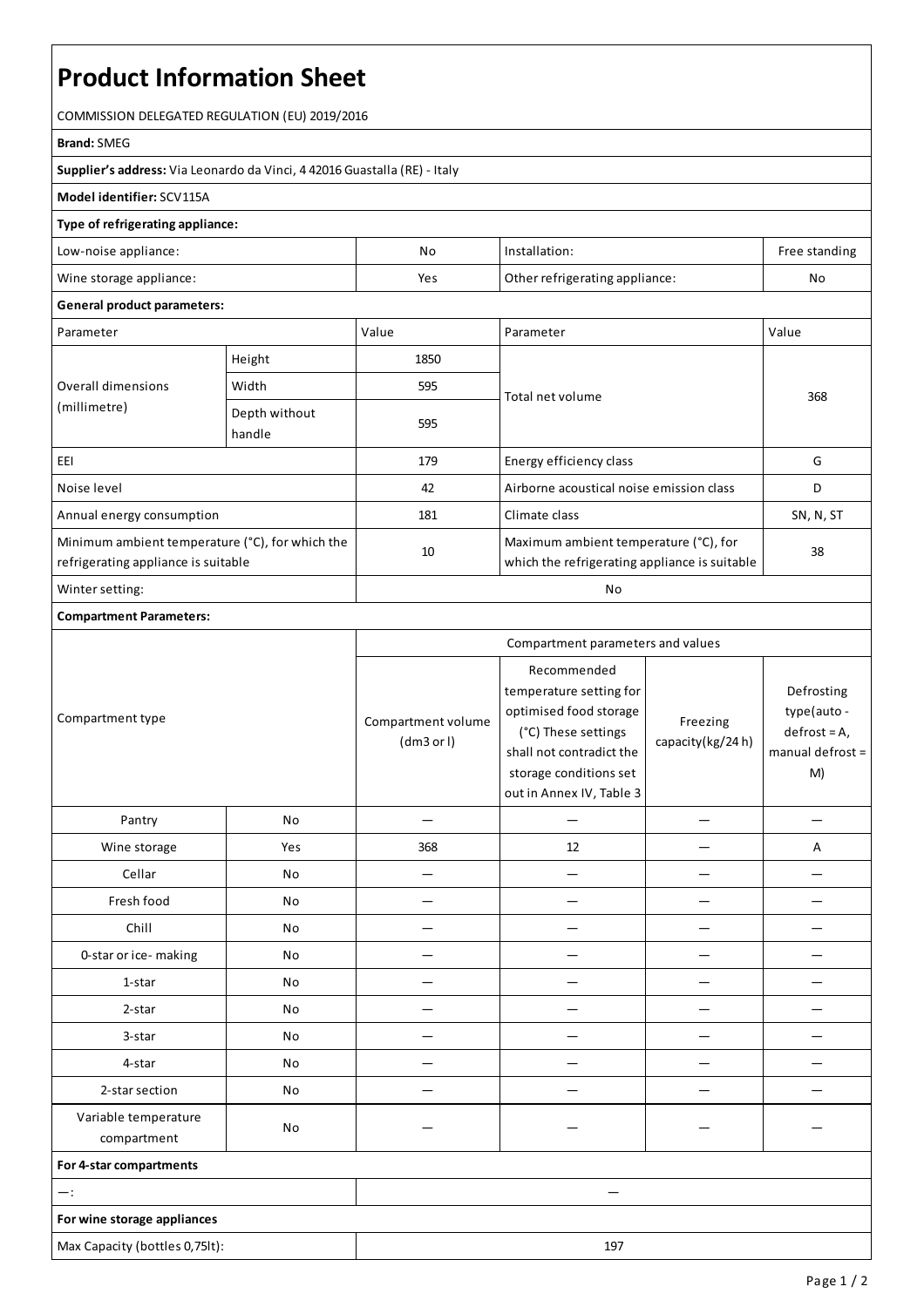# Product Information Sheet

COMMISSION DELEGATED REGULATION (EU) 2019/2016

**Brand:** SMEG

**Supplier's address:** Via Leonardo da Vinci, 4 42016 Guastalla (RE) - Italy

**Model identifier:** SCV115A

**Type of refrigerating appliance:**

| | | | |
|---|---|---|---|
| Low-noise appliance: | No | Installation: | Free standing |
| Wine storage appliance: | Yes | Other refrigerating appliance: | No |

**General product parameters:**

| Parameter | | Value | Parameter | Value |
|---|---|---|---|---|
| Overall dimensions (millimetre) | Height | 1850 | Total net volume | 368 |
| | Width | 595 | | |
| | Depth without handle | 595 | | |
| EEI | | 179 | Energy efficiency class | G |
| Noise level | | 42 | Airborne acoustical noise emission class | D |
| Annual energy consumption | | 181 | Climate class | SN, N, ST |
| Minimum ambient temperature (°C), for which the refrigerating appliance is suitable | | 10 | Maximum ambient temperature (°C), for which the refrigerating appliance is suitable | 38 |
| Winter setting: | | No | | |

**Compartment Parameters:**

| Compartment type | | Compartment parameters and values | | | |
|---|---|---|---|---|---|
| | | Compartment volume (dm3 or l) | Recommended temperature setting for optimised food storage (°C) These settings shall not contradict the storage conditions set out in Annex IV, Table 3 | Freezing capacity(kg/24 h) | Defrosting type(auto - defrost = A, manual defrost = M) |
| Pantry | No | — | — | — | — |
| Wine storage | Yes | 368 | 12 | — | A |
| Cellar | No | — | — | — | — |
| Fresh food | No | — | — | — | — |
| Chill | No | — | — | — | — |
| 0-star or ice- making | No | — | — | — | — |
| 1-star | No | — | — | — | — |
| 2-star | No | — | — | — | — |
| 3-star | No | — | — | — | — |
| 4-star | No | — | — | — | — |
| 2-star section | No | — | — | — | — |
| Variable temperature compartment | No | — | — | — | — |

**For 4-star compartments**

| | |
|---|---|
| —: | — |

**For wine storage appliances**

| | |
|---|---|
| Max Capacity (bottles 0,75lt): | 197 |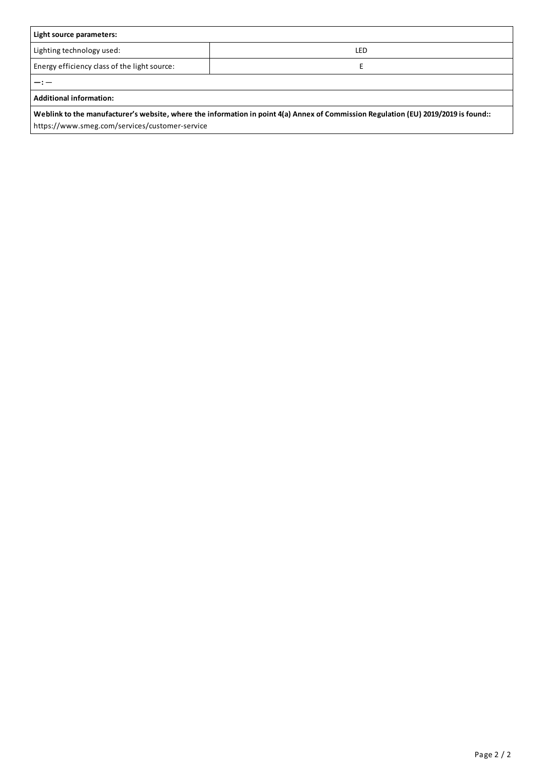| Light source parameters: | |
| --- | --- |
| Lighting technology used: | LED |
| Energy efficiency class of the light source: | E |
| —: — | |

**Additional information:**

**Weblink to the manufacturer's website, where the information in point 4(a) Annex of Commission Regulation (EU) 2019/2019 is found::**
https://www.smeg.com/services/customer-service